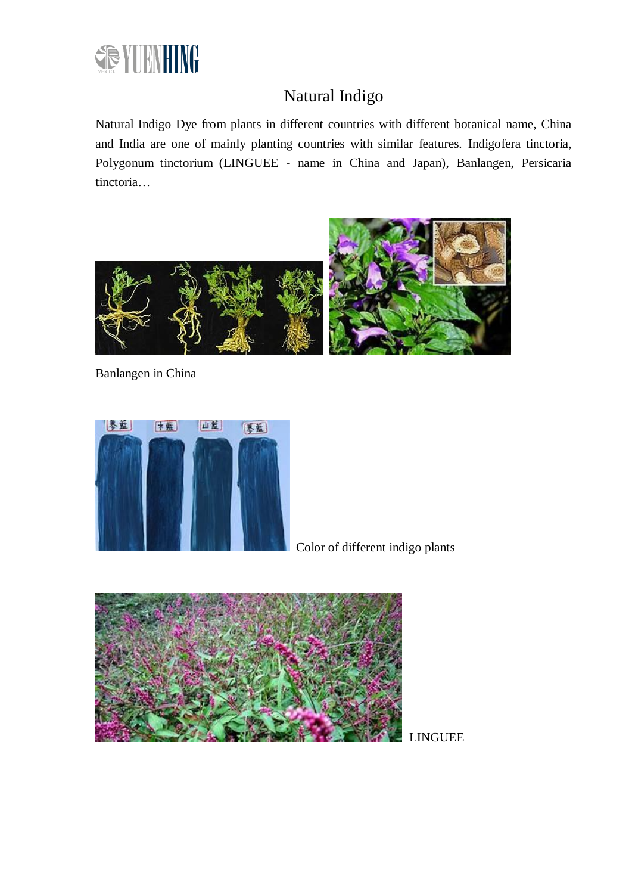# Natural Indigo

Natural Indigo Dye from plants in different countries with different botanical name, China and India are one of mainly planting countries with similar features. Indigofera tinctoria, Polygonum tinctorium (LINGUEE - name in China and Japan), Banlangen, Persicaria tinctoria…

Banlangen in China

Color of different indigo plants

LINGUEE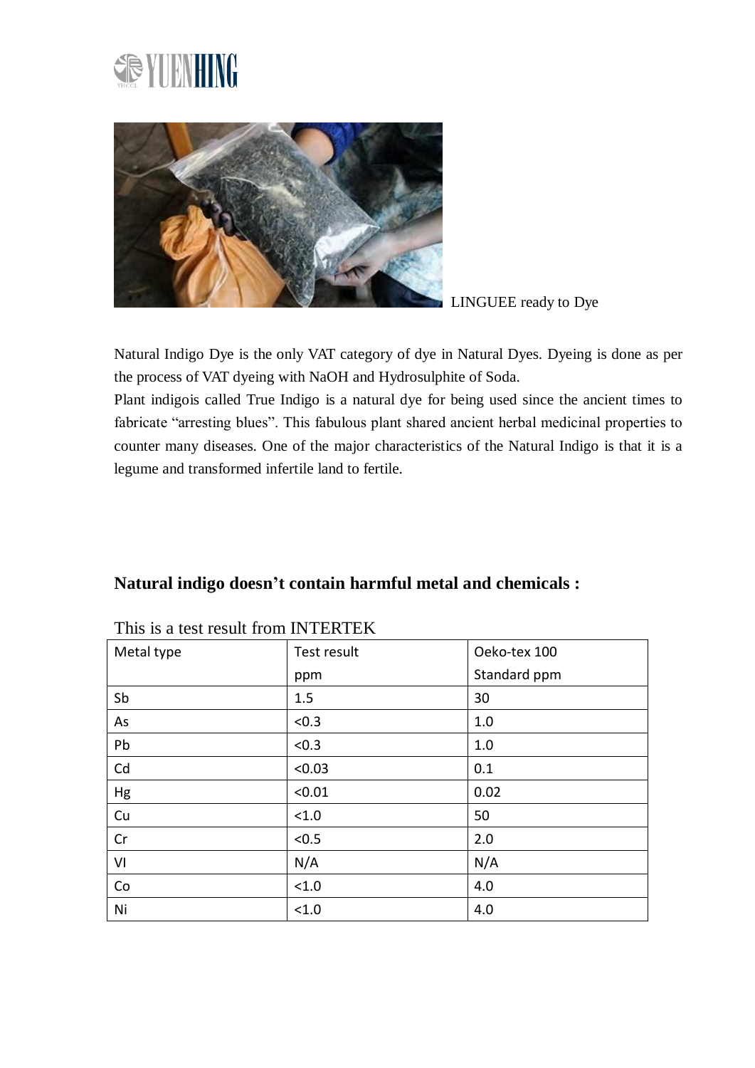LINGUEE ready to Dye

Natural Indigo Dye is the only VAT category of dye in Natural Dyes. Dyeing is done as per the process of VAT dyeing with NaOH and Hydrosulphite of Soda.

Plant indigois called True Indigo is a natural dye for being used since the ancient times to fabricate "arresting blues". This fabulous plant shared ancient herbal medicinal properties to counter many diseases. One of the major characteristics of the Natural Indigo is that it is a legume and transformed infertile land to fertile.

## Natural indigo doesn't contain harmful metal and chemicals :

This is a test result from INTERTEK

| Metal type | Test result ppm | Oeko-tex 100 Standard ppm |
|---|---|---|
| Sb | 1.5 | 30 |
| As | <0.3 | 1.0 |
| Pb | <0.3 | 1.0 |
| Cd | <0.03 | 0.1 |
| Hg | <0.01 | 0.02 |
| Cu | <1.0 | 50 |
| Cr | <0.5 | 2.0 |
| VI | N/A | N/A |
| Co | <1.0 | 4.0 |
| Ni | <1.0 | 4.0 |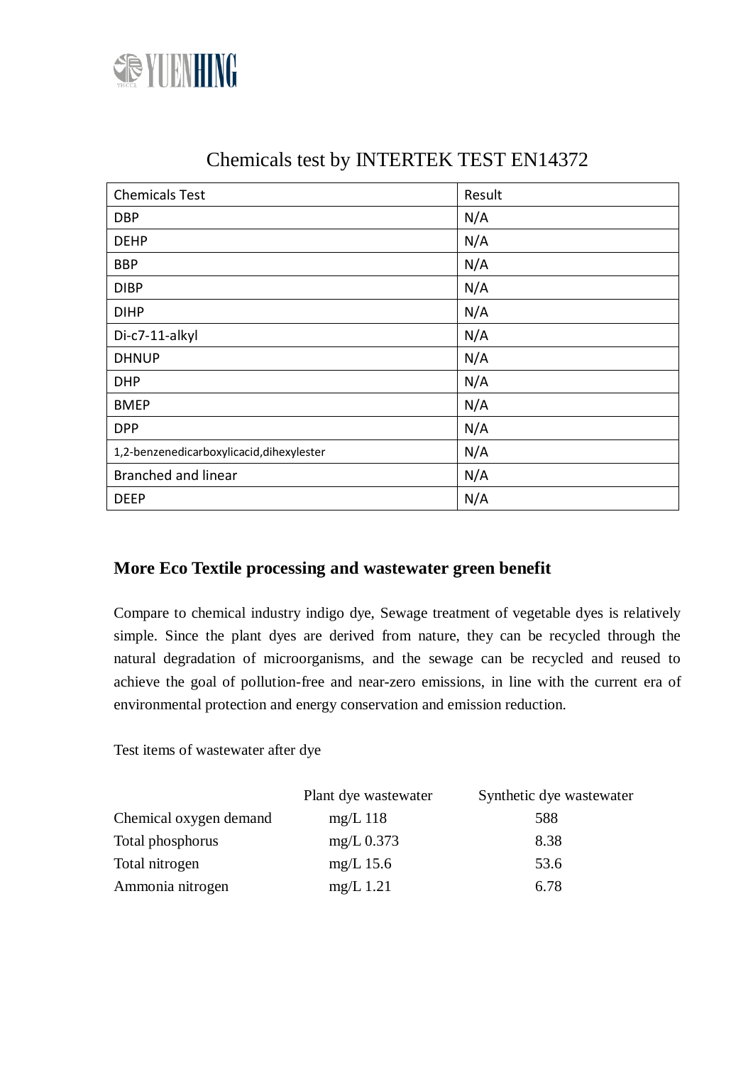# Chemicals test by INTERTEK TEST EN14372

| Chemicals Test | Result |
|---|---|
| DBP | N/A |
| DEHP | N/A |
| BBP | N/A |
| DIBP | N/A |
| DIHP | N/A |
| Di-c7-11-alkyl | N/A |
| DHNUP | N/A |
| DHP | N/A |
| BMEP | N/A |
| DPP | N/A |
| 1,2-benzenedicarboxylicacid,dihexylester | N/A |
| Branched and linear | N/A |
| DEEP | N/A |

## More Eco Textile processing and wastewater green benefit

Compare to chemical industry indigo dye, Sewage treatment of vegetable dyes is relatively simple. Since the plant dyes are derived from nature, they can be recycled through the natural degradation of microorganisms, and the sewage can be recycled and reused to achieve the goal of pollution-free and near-zero emissions, in line with the current era of environmental protection and energy conservation and emission reduction.

Test items of wastewater after dye

| | Plant dye wastewater | Synthetic dye wastewater |
|---|---|---|
| Chemical oxygen demand | mg/L 118 | 588 |
| Total phosphorus | mg/L 0.373 | 8.38 |
| Total nitrogen | mg/L 15.6 | 53.6 |
| Ammonia nitrogen | mg/L 1.21 | 6.78 |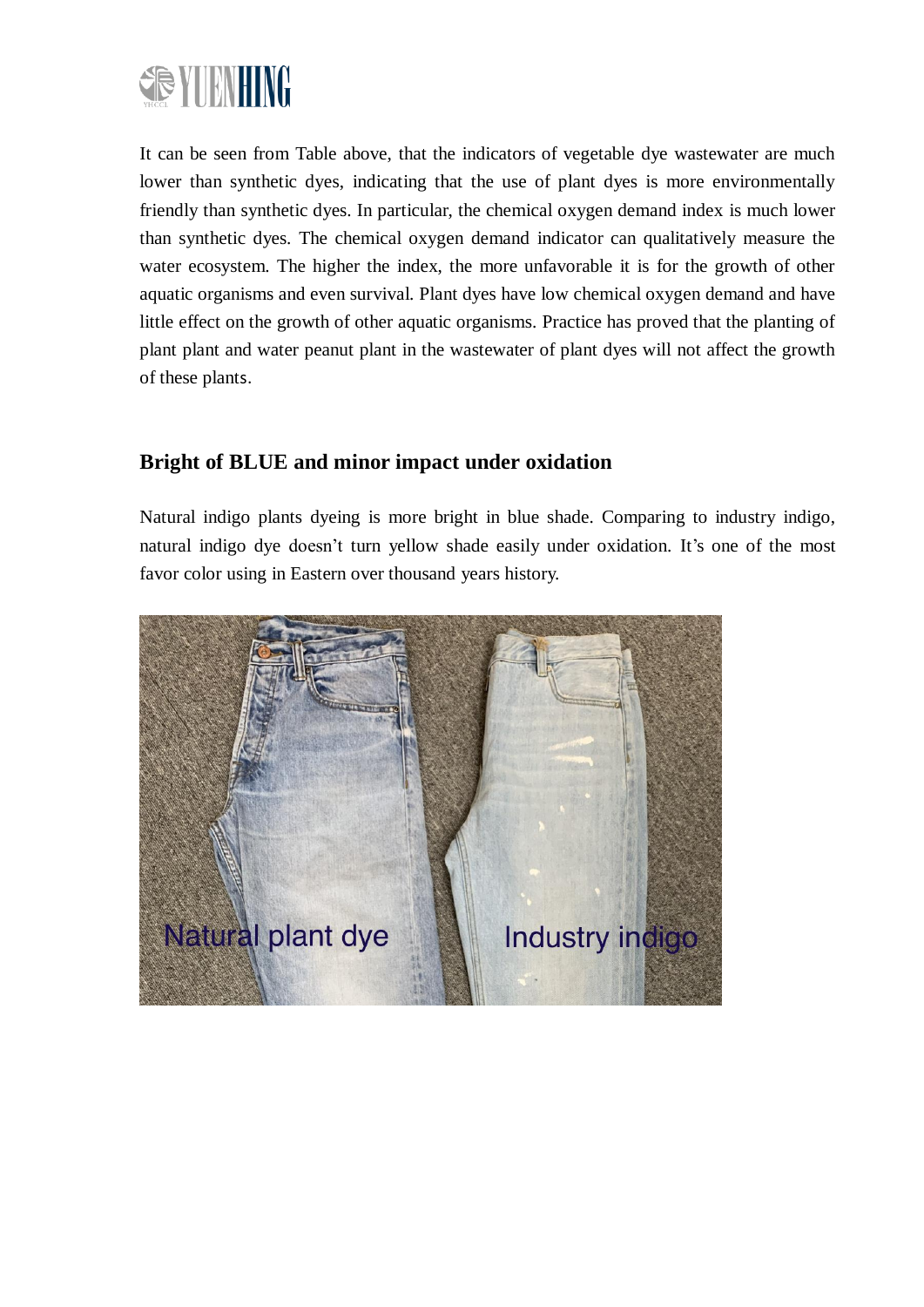It can be seen from Table above, that the indicators of vegetable dye wastewater are much lower than synthetic dyes, indicating that the use of plant dyes is more environmentally friendly than synthetic dyes. In particular, the chemical oxygen demand index is much lower than synthetic dyes. The chemical oxygen demand indicator can qualitatively measure the water ecosystem. The higher the index, the more unfavorable it is for the growth of other aquatic organisms and even survival. Plant dyes have low chemical oxygen demand and have little effect on the growth of other aquatic organisms. Practice has proved that the planting of plant plant and water peanut plant in the wastewater of plant dyes will not affect the growth of these plants.

## Bright of BLUE and minor impact under oxidation

Natural indigo plants dyeing is more bright in blue shade. Comparing to industry indigo, natural indigo dye doesn't turn yellow shade easily under oxidation. It's one of the most favor color using in Eastern over thousand years history.

Natural plant dye

Industry indigo